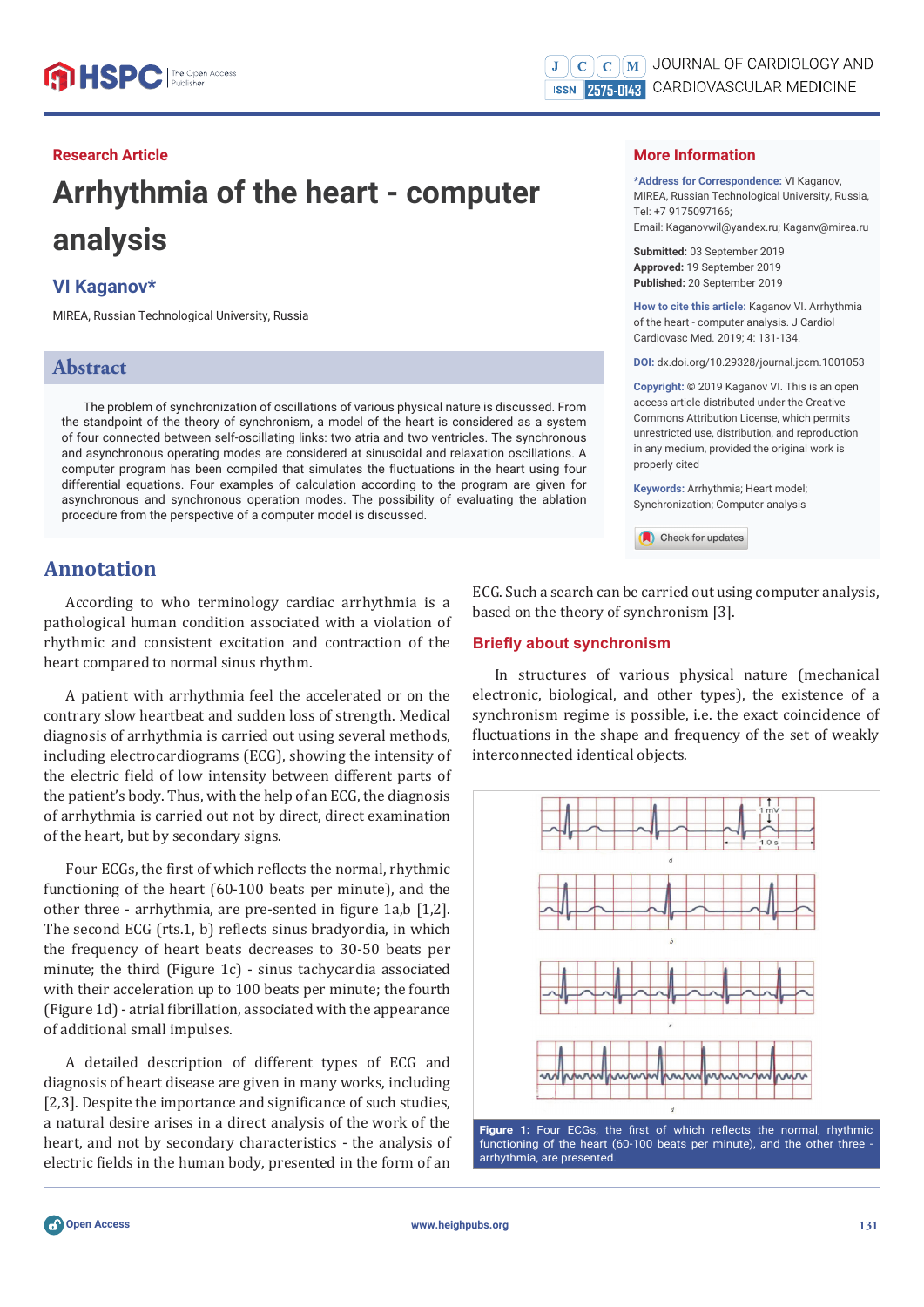Research Article

# Arrhythmia of the heart - computer analysis

**VI Kaganov***

MIREA, Russian Technological University, Russia

## Abstract

The problem of synchronization of oscillations of various physical nature is discussed. From the standpoint of the theory of synchronism, a model of the heart is considered as a system of four connected between self-oscillating links: two atria and two ventricles. The synchronous and asynchronous operating modes are considered at sinusoidal and relaxation oscillations. A computer program has been compiled that simulates the fluctuations in the heart using four differential equations. Four examples of calculation according to the program are given for asynchronous and synchronous operation modes. The possibility of evaluating the ablation procedure from the perspective of a computer model is discussed.

**More Information**

***Address for Correspondence:** VI Kaganov, MIREA, Russian Technological University, Russia, Tel: +7 9175097166; Email: Kaganovwil@yandex.ru; Kaganv@mirea.ru

**Submitted:** 03 September 2019
**Approved:** 19 September 2019
**Published:** 20 September 2019

**How to cite this article:** Kaganov VI. Arrhythmia of the heart - computer analysis. J Cardiol Cardiovasc Med. 2019; 4: 131-134.

**DOI:** dx.doi.org/10.29328/journal.jccm.1001053

**Copyright:** © 2019 Kaganov VI. This is an open access article distributed under the Creative Commons Attribution License, which permits unrestricted use, distribution, and reproduction in any medium, provided the original work is properly cited

**Keywords:** Arrhythmia; Heart model; Synchronization; Computer analysis

## Annotation

According to who terminology cardiac arrhythmia is a pathological human condition associated with a violation of rhythmic and consistent excitation and contraction of the heart compared to normal sinus rhythm.

A patient with arrhythmia feel the accelerated or on the contrary slow heartbeat and sudden loss of strength. Medical diagnosis of arrhythmia is carried out using several methods, including electrocardiograms (ECG), showing the intensity of the electric field of low intensity between different parts of the patient's body. Thus, with the help of an ECG, the diagnosis of arrhythmia is carried out not by direct, direct examination of the heart, but by secondary signs.

Four ECGs, the first of which reflects the normal, rhythmic functioning of the heart (60-100 beats per minute), and the other three - arrhythmia, are pre-sented in figure 1a,b [1,2]. The second ECG (rts.1, b) reflects sinus bradyordia, in which the frequency of heart beats decreases to 30-50 beats per minute; the third (Figure 1c) - sinus tachycardia associated with their acceleration up to 100 beats per minute; the fourth (Figure 1d) - atrial fibrillation, associated with the appearance of additional small impulses.

A detailed description of different types of ECG and diagnosis of heart disease are given in many works, including [2,3]. Despite the importance and significance of such studies, a natural desire arises in a direct analysis of the work of the heart, and not by secondary characteristics - the analysis of electric fields in the human body, presented in the form of an ECG. Such a search can be carried out using computer analysis, based on the theory of synchronism [3].

### Briefly about synchronism

In structures of various physical nature (mechanical electronic, biological, and other types), the existence of a synchronism regime is possible, i.e. the exact coincidence of fluctuations in the shape and frequency of the set of weakly interconnected identical objects.

**Figure 1:** Four ECGs, the first of which reflects the normal, rhythmic functioning of the heart (60-100 beats per minute), and the other three - arrhythmia, are presented.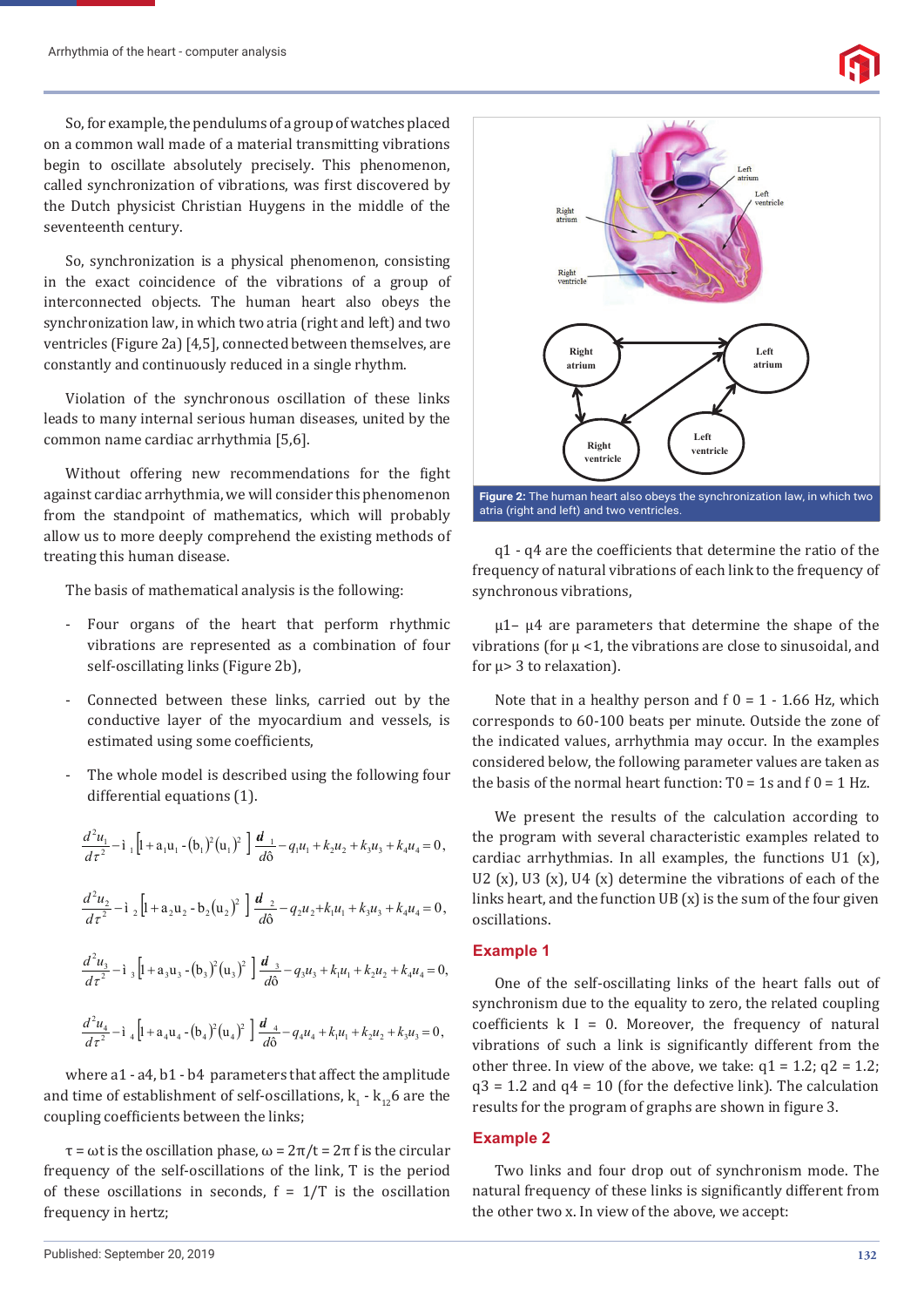So, for example, the pendulums of a group of watches placed on a common wall made of a material transmitting vibrations begin to oscillate absolutely precisely. This phenomenon, called synchronization of vibrations, was first discovered by the Dutch physicist Christian Huygens in the middle of the seventeenth century.

So, synchronization is a physical phenomenon, consisting in the exact coincidence of the vibrations of a group of interconnected objects. The human heart also obeys the synchronization law, in which two atria (right and left) and two ventricles (Figure 2a) [4,5], connected between themselves, are constantly and continuously reduced in a single rhythm.

Violation of the synchronous oscillation of these links leads to many internal serious human diseases, united by the common name cardiac arrhythmia [5,6].

Without offering new recommendations for the fight against cardiac arrhythmia, we will consider this phenomenon from the standpoint of mathematics, which will probably allow us to more deeply comprehend the existing methods of treating this human disease.

The basis of mathematical analysis is the following:

- Four organs of the heart that perform rhythmic vibrations are represented as a combination of four self-oscillating links (Figure 2b),
- Connected between these links, carried out by the conductive layer of the myocardium and vessels, is estimated using some coefficients,
- The whole model is described using the following four differential equations (1).

$$\frac{d^2u_1}{d\tau^2} - \mu_1\left[1 + a_1u_1 - (b_1)^2(u_1)^2\right]\frac{du_1}{d\tau} - q_1u_1 + k_2u_2 + k_3u_3 + k_4u_4 = 0,$$

$$\frac{d^2u_2}{d\tau^2} - \mu_2\left[1 + a_2u_2 - b_2(u_2)^2\right]\frac{du_2}{d\tau} - q_2u_2 + k_1u_1 + k_3u_3 + k_4u_4 = 0,$$

$$\frac{d^2u_3}{d\tau^2} - \mu_3\left[1 + a_3u_3 - (b_3)^2(u_3)^2\right]\frac{du_3}{d\tau} - q_3u_3 + k_1u_1 + k_2u_2 + k_4u_4 = 0,$$

$$\frac{d^2u_4}{d\tau^2} - \mu_4\left[1 + a_4u_4 - (b_4)^2(u_4)^2\right]\frac{du_4}{d\tau} - q_4u_4 + k_1u_1 + k_2u_2 + k_3u_3 = 0,$$

where a1 - a4, b1 - b4 parameters that affect the amplitude and time of establishment of self-oscillations, $k_1$ - $k_{12}$6 are the coupling coefficients between the links;

$\tau = \omega t$ is the oscillation phase, $\omega = 2\pi/t = 2\pi f$ is the circular frequency of the self-oscillations of the link, T is the period of these oscillations in seconds, $f = 1/T$ is the oscillation frequency in hertz;

**Figure 2:** The human heart also obeys the synchronization law, in which two atria (right and left) and two ventricles.

q1 - q4 are the coefficients that determine the ratio of the frequency of natural vibrations of each link to the frequency of synchronous vibrations,

μ1– μ4 are parameters that determine the shape of the vibrations (for μ <1, the vibrations are close to sinusoidal, and for μ> 3 to relaxation).

Note that in a healthy person and f 0 = 1 - 1.66 Hz, which corresponds to 60-100 beats per minute. Outside the zone of the indicated values, arrhythmia may occur. In the examples considered below, the following parameter values are taken as the basis of the normal heart function: T0 = 1s and f 0 = 1 Hz.

We present the results of the calculation according to the program with several characteristic examples related to cardiac arrhythmias. In all examples, the functions U1 (x), U2 (x), U3 (x), U4 (x) determine the vibrations of each of the links heart, and the function UB (x) is the sum of the four given oscillations.

## Example 1

One of the self-oscillating links of the heart falls out of synchronism due to the equality to zero, the related coupling coefficients k I = 0. Moreover, the frequency of natural vibrations of such a link is significantly different from the other three. In view of the above, we take: q1 = 1.2; q2 = 1.2; q3 = 1.2 and q4 = 10 (for the defective link). The calculation results for the program of graphs are shown in figure 3.

## Example 2

Two links and four drop out of synchronism mode. The natural frequency of these links is significantly different from the other two x. In view of the above, we accept: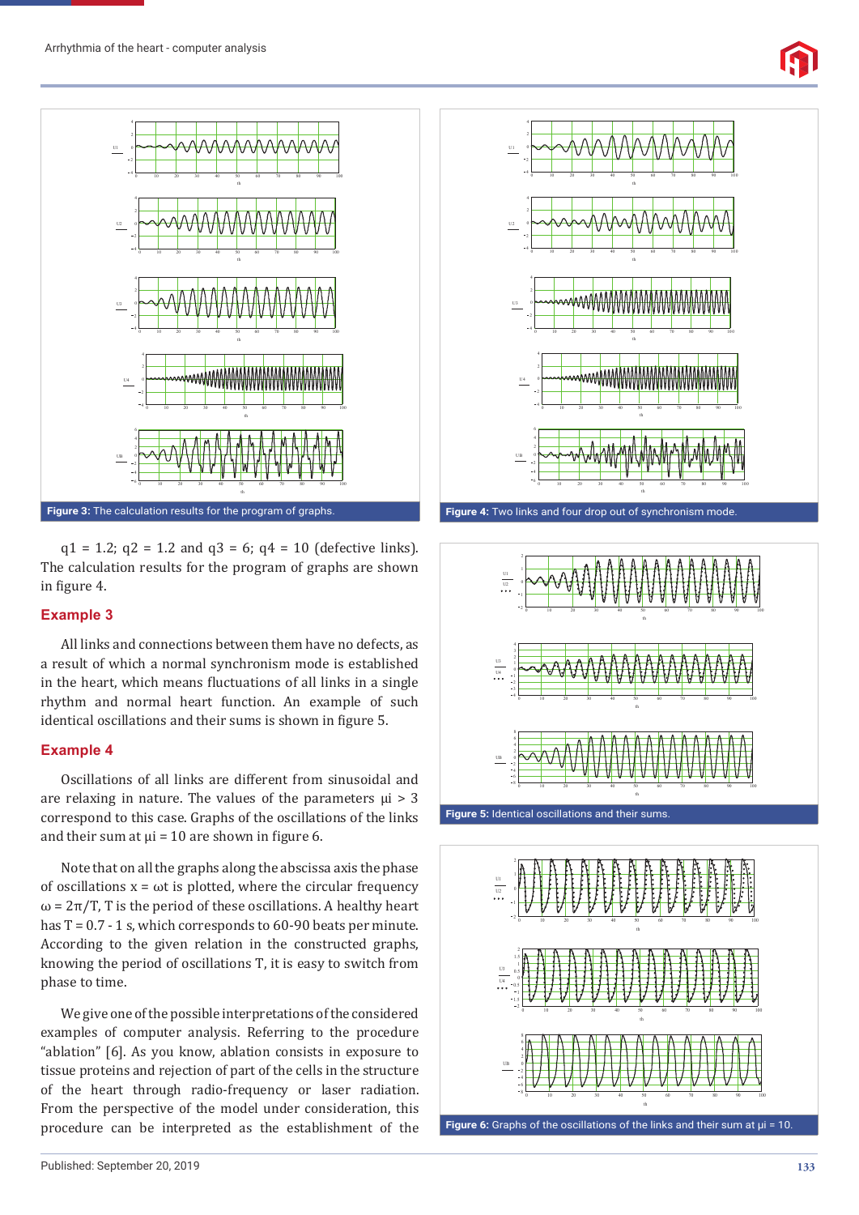Figure 3: The calculation results for the program of graphs.

Figure 4: Two links and four drop out of synchronism mode.

$q1 = 1.2$; $q2 = 1.2$ and $q3 = 6$; $q4 = 10$ (defective links). The calculation results for the program of graphs are shown in figure 4.

## Example 3

All links and connections between them have no defects, as a result of which a normal synchronism mode is established in the heart, which means fluctuations of all links in a single rhythm and normal heart function. An example of such identical oscillations and their sums is shown in figure 5.

Figure 5: Identical oscillations and their sums.

## Example 4

Oscillations of all links are different from sinusoidal and are relaxing in nature. The values of the parameters $\mu i > 3$ correspond to this case. Graphs of the oscillations of the links and their sum at $\mu i = 10$ are shown in figure 6.

Note that on all the graphs along the abscissa axis the phase of oscillations $x = \omega t$ is plotted, where the circular frequency $\omega = 2\pi/T$, T is the period of these oscillations. A healthy heart has T = 0.7 - 1 s, which corresponds to 60-90 beats per minute. According to the given relation in the constructed graphs, knowing the period of oscillations T, it is easy to switch from phase to time.

Figure 6: Graphs of the oscillations of the links and their sum at $\mu i = 10$.

We give one of the possible interpretations of the considered examples of computer analysis. Referring to the procedure "ablation" [6]. As you know, ablation consists in exposure to tissue proteins and rejection of part of the cells in the structure of the heart through radio-frequency or laser radiation. From the perspective of the model under consideration, this procedure can be interpreted as the establishment of the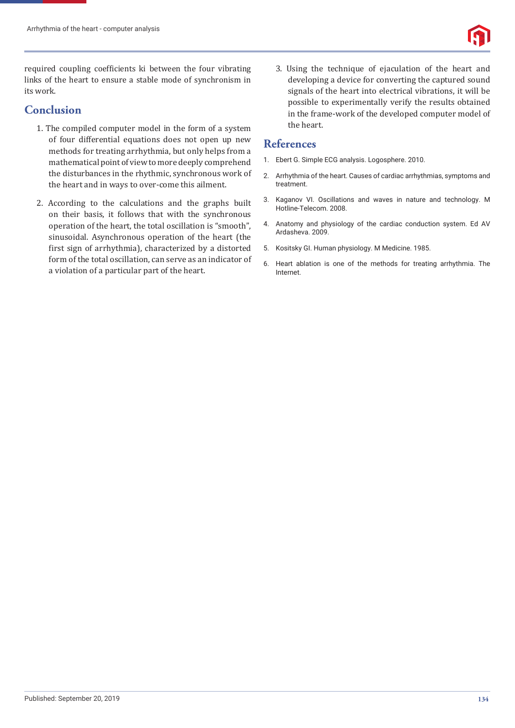required coupling coefficients ki between the four vibrating links of the heart to ensure a stable mode of synchronism in its work.

## Conclusion

1. The compiled computer model in the form of a system of four differential equations does not open up new methods for treating arrhythmia, but only helps from a mathematical point of view to more deeply comprehend the disturbances in the rhythmic, synchronous work of the heart and in ways to over-come this ailment.

2. According to the calculations and the graphs built on their basis, it follows that with the synchronous operation of the heart, the total oscillation is "smooth", sinusoidal. Asynchronous operation of the heart (the first sign of arrhythmia), characterized by a distorted form of the total oscillation, can serve as an indicator of a violation of a particular part of the heart.

3. Using the technique of ejaculation of the heart and developing a device for converting the captured sound signals of the heart into electrical vibrations, it will be possible to experimentally verify the results obtained in the frame-work of the developed computer model of the heart.

## References

1. Ebert G. Simple ECG analysis. Logosphere. 2010.
2. Arrhythmia of the heart. Causes of cardiac arrhythmias, symptoms and treatment.
3. Kaganov VI. Oscillations and waves in nature and technology. M Hotline-Telecom. 2008.
4. Anatomy and physiology of the cardiac conduction system. Ed AV Ardasheva. 2009.
5. Kositsky GI. Human physiology. M Medicine. 1985.
6. Heart ablation is one of the methods for treating arrhythmia. The Internet.